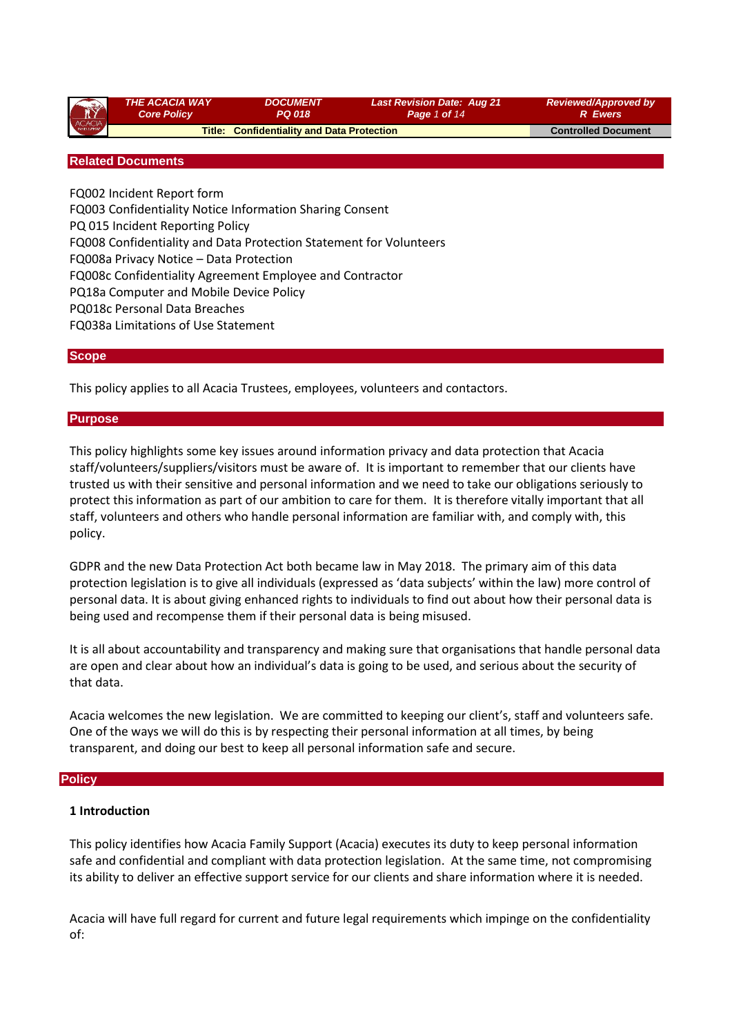## Related Documents

FQ002 Incident Report form
FQ003 Confidentiality Notice Information Sharing Consent
PQ 015 Incident Reporting Policy
FQ008 Confidentiality and Data Protection Statement for Volunteers
FQ008a Privacy Notice – Data Protection
FQ008c Confidentiality Agreement Employee and Contractor
PQ18a Computer and Mobile Device Policy
PQ018c Personal Data Breaches
FQ038a Limitations of Use Statement

## Scope

This policy applies to all Acacia Trustees, employees, volunteers and contactors.

## Purpose

This policy highlights some key issues around information privacy and data protection that Acacia staff/volunteers/suppliers/visitors must be aware of. It is important to remember that our clients have trusted us with their sensitive and personal information and we need to take our obligations seriously to protect this information as part of our ambition to care for them. It is therefore vitally important that all staff, volunteers and others who handle personal information are familiar with, and comply with, this policy.

GDPR and the new Data Protection Act both became law in May 2018. The primary aim of this data protection legislation is to give all individuals (expressed as 'data subjects' within the law) more control of personal data. It is about giving enhanced rights to individuals to find out about how their personal data is being used and recompense them if their personal data is being misused.

It is all about accountability and transparency and making sure that organisations that handle personal data are open and clear about how an individual's data is going to be used, and serious about the security of that data.

Acacia welcomes the new legislation. We are committed to keeping our client's, staff and volunteers safe. One of the ways we will do this is by respecting their personal information at all times, by being transparent, and doing our best to keep all personal information safe and secure.

## Policy

### 1 Introduction

This policy identifies how Acacia Family Support (Acacia) executes its duty to keep personal information safe and confidential and compliant with data protection legislation. At the same time, not compromising its ability to deliver an effective support service for our clients and share information where it is needed.

Acacia will have full regard for current and future legal requirements which impinge on the confidentiality of: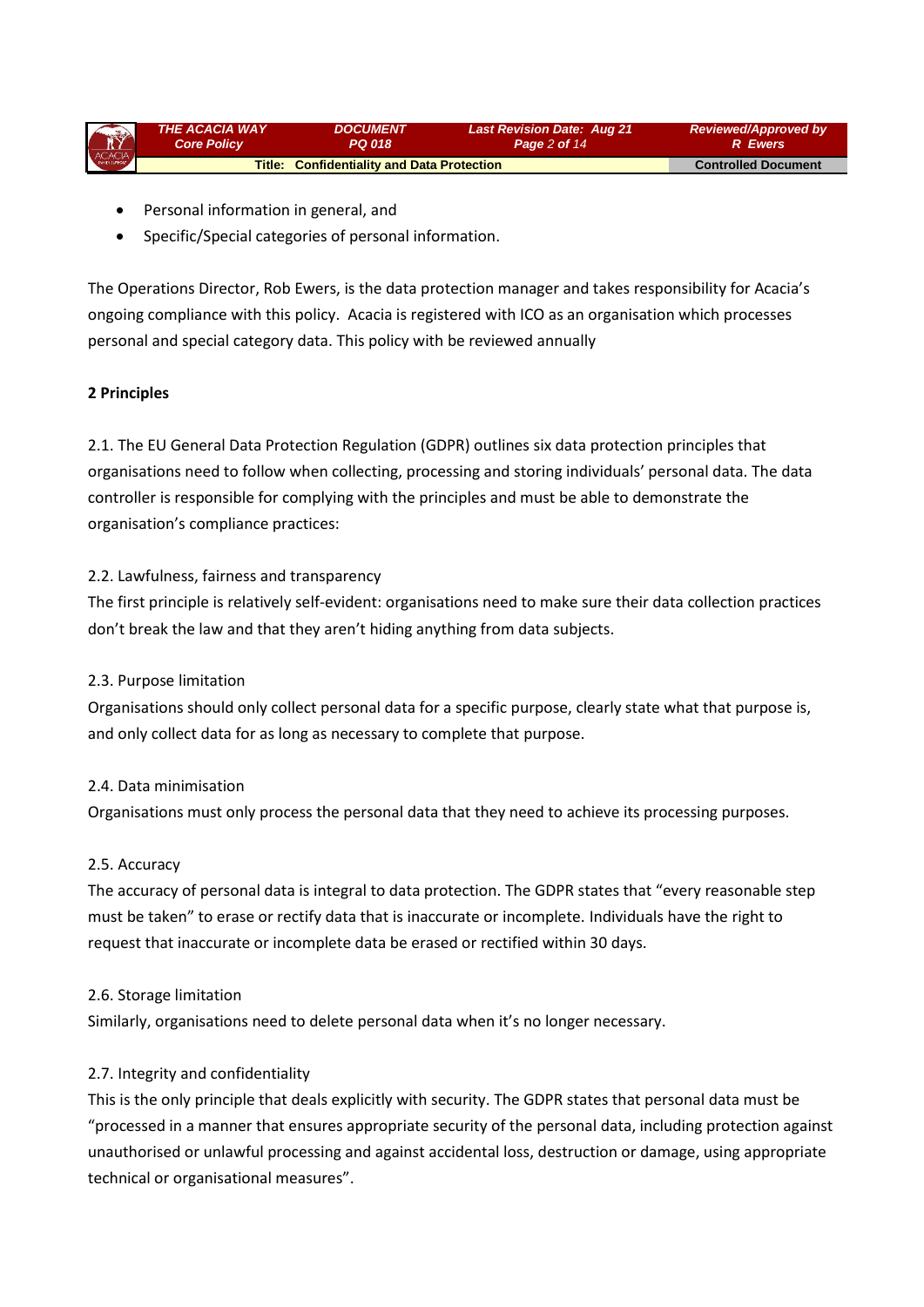- Personal information in general, and
- Specific/Special categories of personal information.

The Operations Director, Rob Ewers, is the data protection manager and takes responsibility for Acacia's ongoing compliance with this policy. Acacia is registered with ICO as an organisation which processes personal and special category data. This policy with be reviewed annually

**2 Principles**

2.1. The EU General Data Protection Regulation (GDPR) outlines six data protection principles that organisations need to follow when collecting, processing and storing individuals' personal data. The data controller is responsible for complying with the principles and must be able to demonstrate the organisation's compliance practices:

2.2. Lawfulness, fairness and transparency
The first principle is relatively self-evident: organisations need to make sure their data collection practices don't break the law and that they aren't hiding anything from data subjects.

2.3. Purpose limitation
Organisations should only collect personal data for a specific purpose, clearly state what that purpose is, and only collect data for as long as necessary to complete that purpose.

2.4. Data minimisation
Organisations must only process the personal data that they need to achieve its processing purposes.

2.5. Accuracy
The accuracy of personal data is integral to data protection. The GDPR states that "every reasonable step must be taken" to erase or rectify data that is inaccurate or incomplete. Individuals have the right to request that inaccurate or incomplete data be erased or rectified within 30 days.

2.6. Storage limitation
Similarly, organisations need to delete personal data when it's no longer necessary.

2.7. Integrity and confidentiality
This is the only principle that deals explicitly with security. The GDPR states that personal data must be "processed in a manner that ensures appropriate security of the personal data, including protection against unauthorised or unlawful processing and against accidental loss, destruction or damage, using appropriate technical or organisational measures".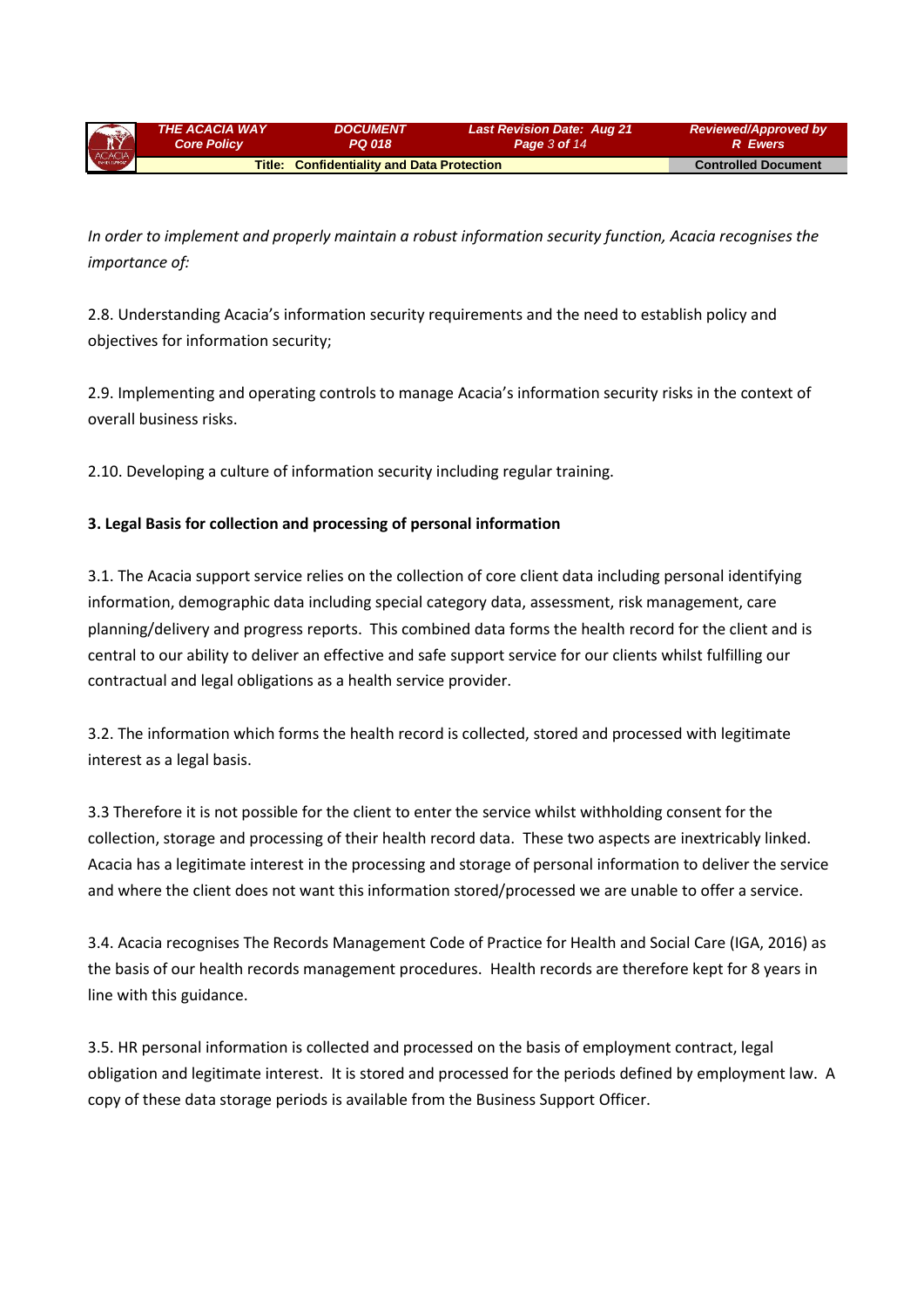*In order to implement and properly maintain a robust information security function, Acacia recognises the importance of:*

2.8. Understanding Acacia's information security requirements and the need to establish policy and objectives for information security;

2.9. Implementing and operating controls to manage Acacia's information security risks in the context of overall business risks.

2.10. Developing a culture of information security including regular training.

**3. Legal Basis for collection and processing of personal information**

3.1. The Acacia support service relies on the collection of core client data including personal identifying information, demographic data including special category data, assessment, risk management, care planning/delivery and progress reports. This combined data forms the health record for the client and is central to our ability to deliver an effective and safe support service for our clients whilst fulfilling our contractual and legal obligations as a health service provider.

3.2. The information which forms the health record is collected, stored and processed with legitimate interest as a legal basis.

3.3 Therefore it is not possible for the client to enter the service whilst withholding consent for the collection, storage and processing of their health record data. These two aspects are inextricably linked. Acacia has a legitimate interest in the processing and storage of personal information to deliver the service and where the client does not want this information stored/processed we are unable to offer a service.

3.4. Acacia recognises The Records Management Code of Practice for Health and Social Care (IGA, 2016) as the basis of our health records management procedures. Health records are therefore kept for 8 years in line with this guidance.

3.5. HR personal information is collected and processed on the basis of employment contract, legal obligation and legitimate interest. It is stored and processed for the periods defined by employment law. A copy of these data storage periods is available from the Business Support Officer.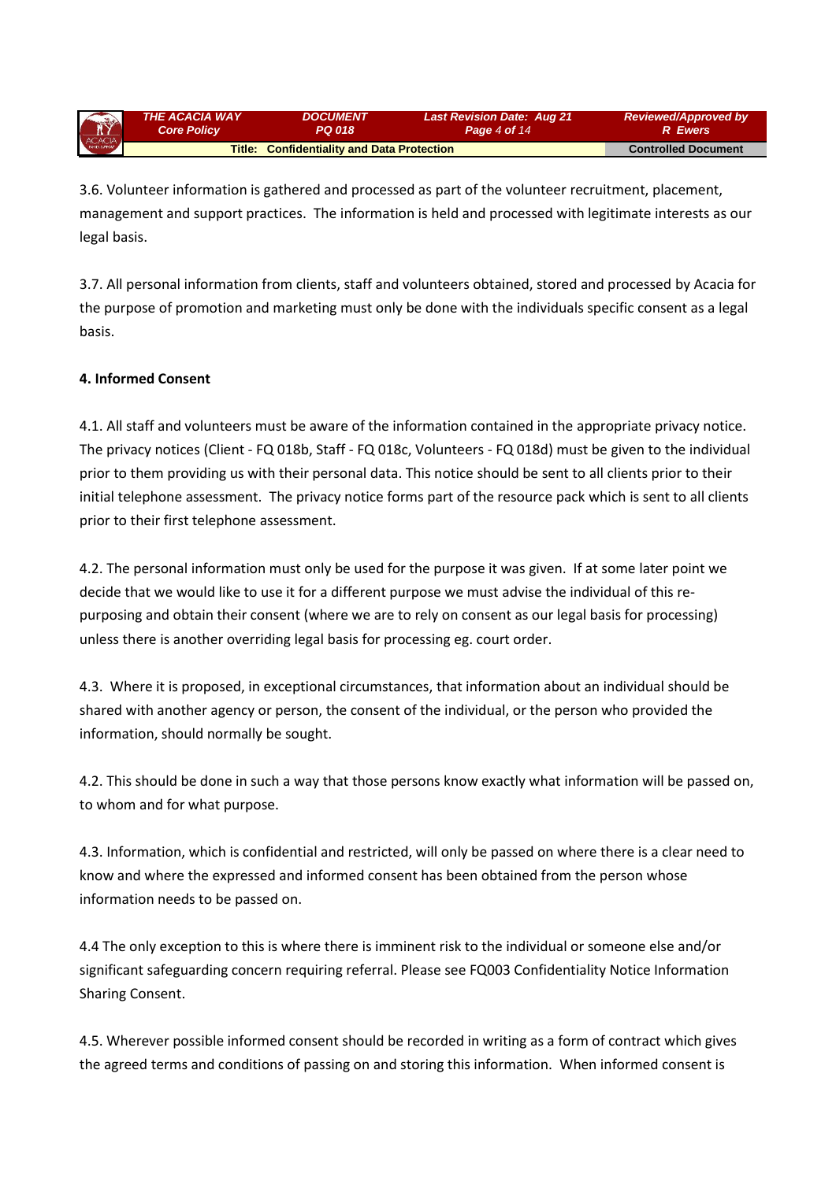3.6. Volunteer information is gathered and processed as part of the volunteer recruitment, placement, management and support practices. The information is held and processed with legitimate interests as our legal basis.

3.7. All personal information from clients, staff and volunteers obtained, stored and processed by Acacia for the purpose of promotion and marketing must only be done with the individuals specific consent as a legal basis.

**4. Informed Consent**

4.1. All staff and volunteers must be aware of the information contained in the appropriate privacy notice. The privacy notices (Client - FQ 018b, Staff - FQ 018c, Volunteers - FQ 018d) must be given to the individual prior to them providing us with their personal data. This notice should be sent to all clients prior to their initial telephone assessment. The privacy notice forms part of the resource pack which is sent to all clients prior to their first telephone assessment.

4.2. The personal information must only be used for the purpose it was given. If at some later point we decide that we would like to use it for a different purpose we must advise the individual of this re-purposing and obtain their consent (where we are to rely on consent as our legal basis for processing) unless there is another overriding legal basis for processing eg. court order.

4.3. Where it is proposed, in exceptional circumstances, that information about an individual should be shared with another agency or person, the consent of the individual, or the person who provided the information, should normally be sought.

4.2. This should be done in such a way that those persons know exactly what information will be passed on, to whom and for what purpose.

4.3. Information, which is confidential and restricted, will only be passed on where there is a clear need to know and where the expressed and informed consent has been obtained from the person whose information needs to be passed on.

4.4 The only exception to this is where there is imminent risk to the individual or someone else and/or significant safeguarding concern requiring referral. Please see FQ003 Confidentiality Notice Information Sharing Consent.

4.5. Wherever possible informed consent should be recorded in writing as a form of contract which gives the agreed terms and conditions of passing on and storing this information. When informed consent is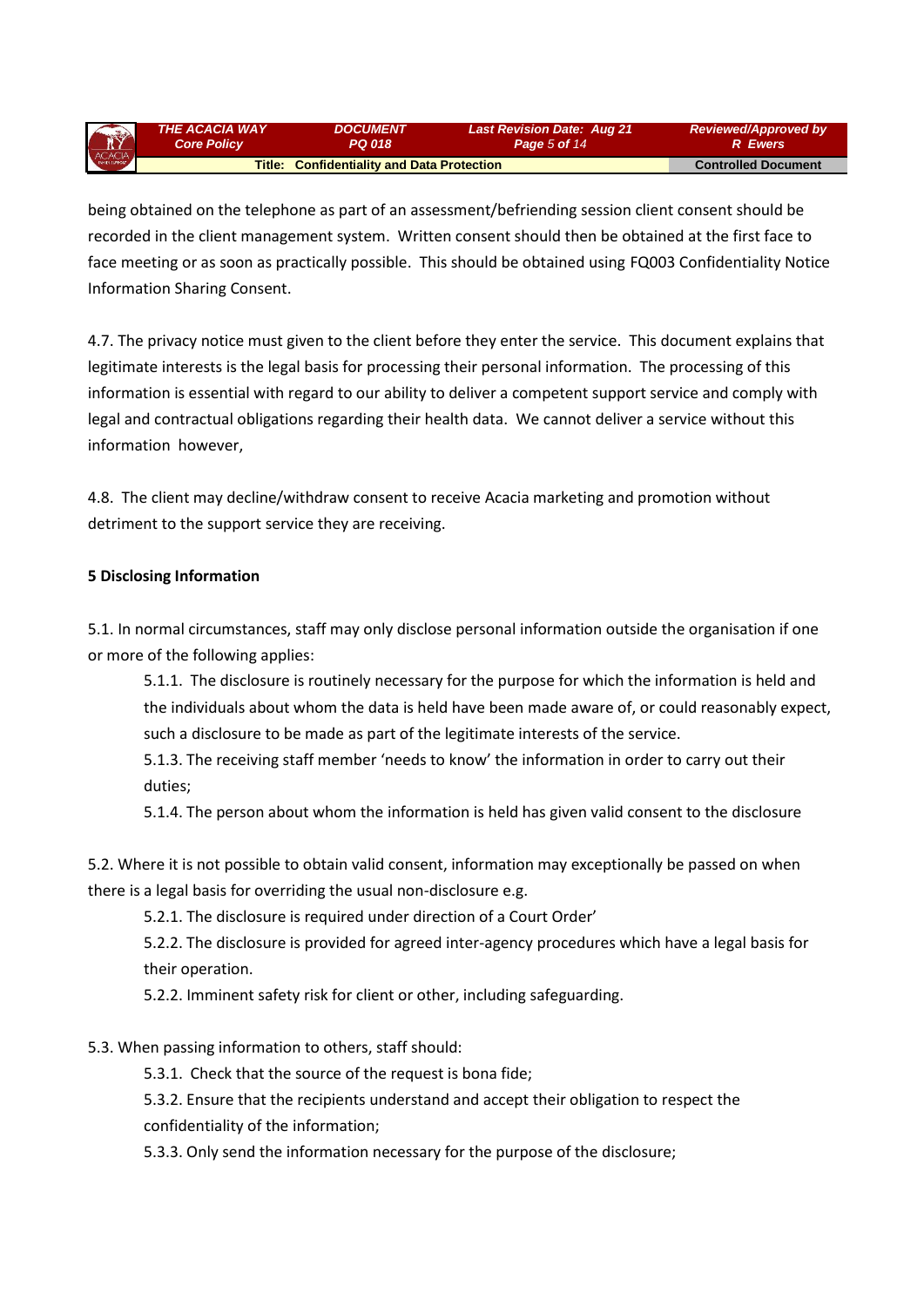being obtained on the telephone as part of an assessment/befriending session client consent should be recorded in the client management system. Written consent should then be obtained at the first face to face meeting or as soon as practically possible. This should be obtained using FQ003 Confidentiality Notice Information Sharing Consent.

4.7. The privacy notice must given to the client before they enter the service. This document explains that legitimate interests is the legal basis for processing their personal information. The processing of this information is essential with regard to our ability to deliver a competent support service and comply with legal and contractual obligations regarding their health data. We cannot deliver a service without this information however,

4.8. The client may decline/withdraw consent to receive Acacia marketing and promotion without detriment to the support service they are receiving.

**5 Disclosing Information**

5.1. In normal circumstances, staff may only disclose personal information outside the organisation if one or more of the following applies:

> 5.1.1. The disclosure is routinely necessary for the purpose for which the information is held and the individuals about whom the data is held have been made aware of, or could reasonably expect, such a disclosure to be made as part of the legitimate interests of the service.
>
> 5.1.3. The receiving staff member 'needs to know' the information in order to carry out their duties;
>
> 5.1.4. The person about whom the information is held has given valid consent to the disclosure

5.2. Where it is not possible to obtain valid consent, information may exceptionally be passed on when there is a legal basis for overriding the usual non-disclosure e.g.

> 5.2.1. The disclosure is required under direction of a Court Order'
>
> 5.2.2. The disclosure is provided for agreed inter-agency procedures which have a legal basis for their operation.
>
> 5.2.2. Imminent safety risk for client or other, including safeguarding.

5.3. When passing information to others, staff should:

> 5.3.1. Check that the source of the request is bona fide;
>
> 5.3.2. Ensure that the recipients understand and accept their obligation to respect the confidentiality of the information;
>
> 5.3.3. Only send the information necessary for the purpose of the disclosure;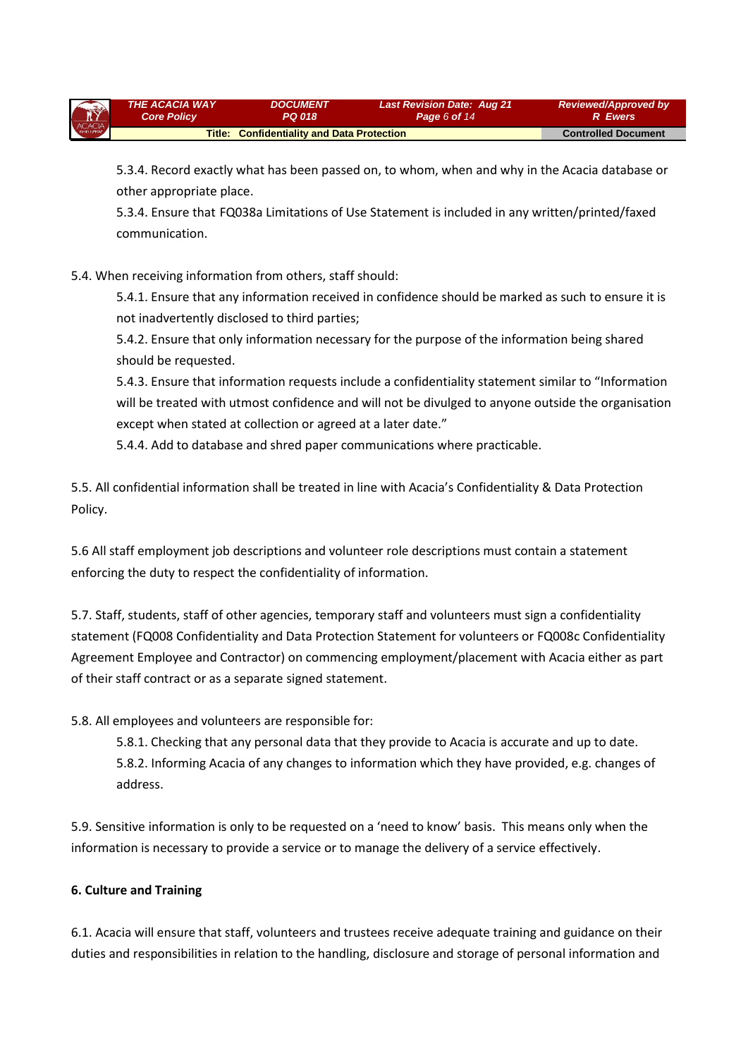5.3.4. Record exactly what has been passed on, to whom, when and why in the Acacia database or other appropriate place.

5.3.4. Ensure that FQ038a Limitations of Use Statement is included in any written/printed/faxed communication.

5.4. When receiving information from others, staff should:

5.4.1. Ensure that any information received in confidence should be marked as such to ensure it is not inadvertently disclosed to third parties;

5.4.2. Ensure that only information necessary for the purpose of the information being shared should be requested.

5.4.3. Ensure that information requests include a confidentiality statement similar to "Information will be treated with utmost confidence and will not be divulged to anyone outside the organisation except when stated at collection or agreed at a later date."

5.4.4. Add to database and shred paper communications where practicable.

5.5. All confidential information shall be treated in line with Acacia's Confidentiality & Data Protection Policy.

5.6 All staff employment job descriptions and volunteer role descriptions must contain a statement enforcing the duty to respect the confidentiality of information.

5.7. Staff, students, staff of other agencies, temporary staff and volunteers must sign a confidentiality statement (FQ008 Confidentiality and Data Protection Statement for volunteers or FQ008c Confidentiality Agreement Employee and Contractor) on commencing employment/placement with Acacia either as part of their staff contract or as a separate signed statement.

5.8. All employees and volunteers are responsible for:

5.8.1. Checking that any personal data that they provide to Acacia is accurate and up to date.

5.8.2. Informing Acacia of any changes to information which they have provided, e.g. changes of address.

5.9. Sensitive information is only to be requested on a 'need to know' basis. This means only when the information is necessary to provide a service or to manage the delivery of a service effectively.

**6. Culture and Training**

6.1. Acacia will ensure that staff, volunteers and trustees receive adequate training and guidance on their duties and responsibilities in relation to the handling, disclosure and storage of personal information and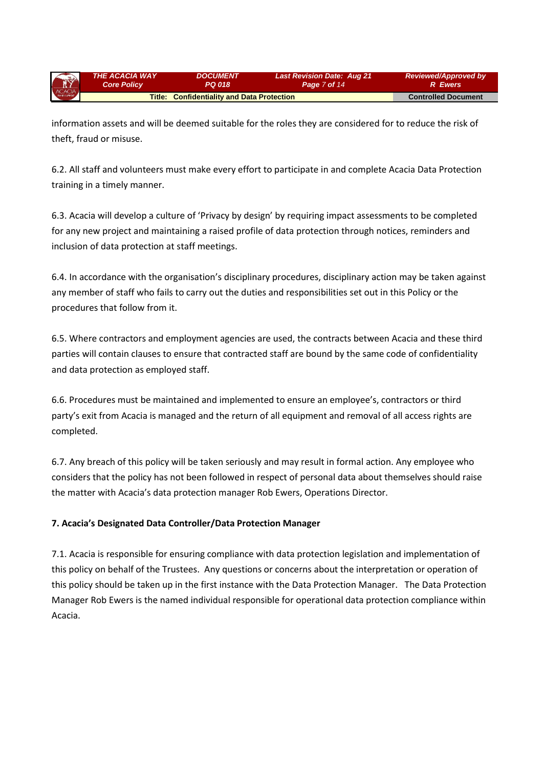information assets and will be deemed suitable for the roles they are considered for to reduce the risk of theft, fraud or misuse.

6.2. All staff and volunteers must make every effort to participate in and complete Acacia Data Protection training in a timely manner.

6.3. Acacia will develop a culture of 'Privacy by design' by requiring impact assessments to be completed for any new project and maintaining a raised profile of data protection through notices, reminders and inclusion of data protection at staff meetings.

6.4. In accordance with the organisation's disciplinary procedures, disciplinary action may be taken against any member of staff who fails to carry out the duties and responsibilities set out in this Policy or the procedures that follow from it.

6.5. Where contractors and employment agencies are used, the contracts between Acacia and these third parties will contain clauses to ensure that contracted staff are bound by the same code of confidentiality and data protection as employed staff.

6.6. Procedures must be maintained and implemented to ensure an employee's, contractors or third party's exit from Acacia is managed and the return of all equipment and removal of all access rights are completed.

6.7. Any breach of this policy will be taken seriously and may result in formal action. Any employee who considers that the policy has not been followed in respect of personal data about themselves should raise the matter with Acacia's data protection manager Rob Ewers, Operations Director.

**7. Acacia's Designated Data Controller/Data Protection Manager**

7.1. Acacia is responsible for ensuring compliance with data protection legislation and implementation of this policy on behalf of the Trustees. Any questions or concerns about the interpretation or operation of this policy should be taken up in the first instance with the Data Protection Manager. The Data Protection Manager Rob Ewers is the named individual responsible for operational data protection compliance within Acacia.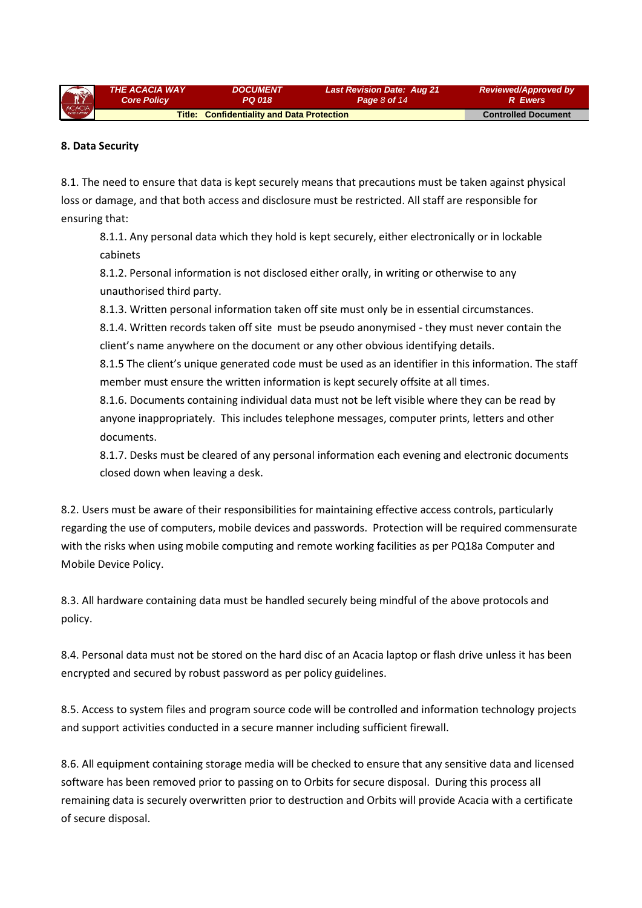## 8. Data Security

8.1. The need to ensure that data is kept securely means that precautions must be taken against physical loss or damage, and that both access and disclosure must be restricted. All staff are responsible for ensuring that:

8.1.1. Any personal data which they hold is kept securely, either electronically or in lockable cabinets

8.1.2. Personal information is not disclosed either orally, in writing or otherwise to any unauthorised third party.

8.1.3. Written personal information taken off site must only be in essential circumstances.

8.1.4. Written records taken off site must be pseudo anonymised - they must never contain the client's name anywhere on the document or any other obvious identifying details.

8.1.5 The client's unique generated code must be used as an identifier in this information. The staff member must ensure the written information is kept securely offsite at all times.

8.1.6. Documents containing individual data must not be left visible where they can be read by anyone inappropriately. This includes telephone messages, computer prints, letters and other documents.

8.1.7. Desks must be cleared of any personal information each evening and electronic documents closed down when leaving a desk.

8.2. Users must be aware of their responsibilities for maintaining effective access controls, particularly regarding the use of computers, mobile devices and passwords. Protection will be required commensurate with the risks when using mobile computing and remote working facilities as per PQ18a Computer and Mobile Device Policy.

8.3. All hardware containing data must be handled securely being mindful of the above protocols and policy.

8.4. Personal data must not be stored on the hard disc of an Acacia laptop or flash drive unless it has been encrypted and secured by robust password as per policy guidelines.

8.5. Access to system files and program source code will be controlled and information technology projects and support activities conducted in a secure manner including sufficient firewall.

8.6. All equipment containing storage media will be checked to ensure that any sensitive data and licensed software has been removed prior to passing on to Orbits for secure disposal. During this process all remaining data is securely overwritten prior to destruction and Orbits will provide Acacia with a certificate of secure disposal.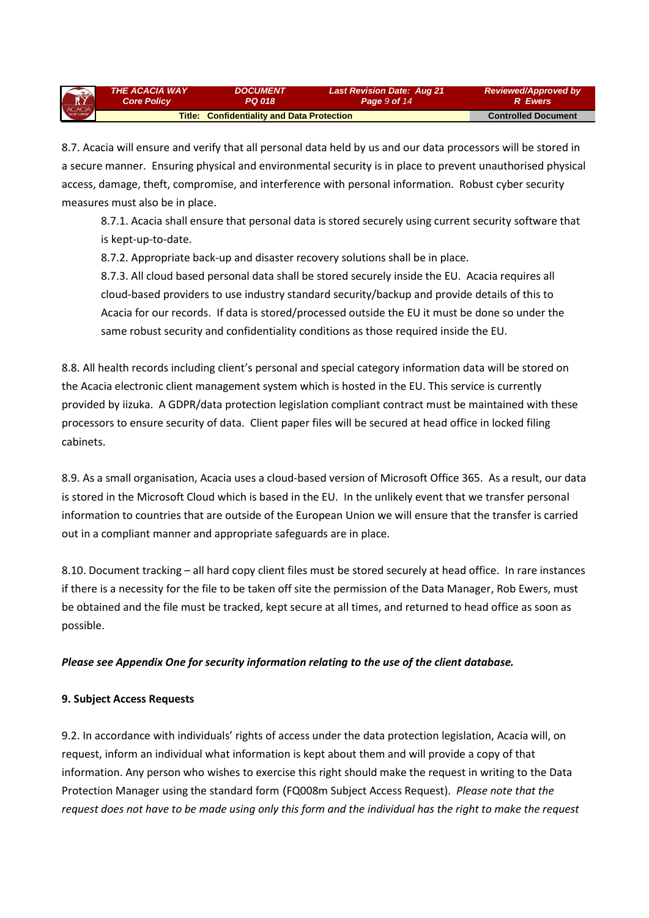8.7. Acacia will ensure and verify that all personal data held by us and our data processors will be stored in a secure manner. Ensuring physical and environmental security is in place to prevent unauthorised physical access, damage, theft, compromise, and interference with personal information. Robust cyber security measures must also be in place.

- 8.7.1. Acacia shall ensure that personal data is stored securely using current security software that is kept-up-to-date.
- 8.7.2. Appropriate back-up and disaster recovery solutions shall be in place.
- 8.7.3. All cloud based personal data shall be stored securely inside the EU. Acacia requires all cloud-based providers to use industry standard security/backup and provide details of this to Acacia for our records. If data is stored/processed outside the EU it must be done so under the same robust security and confidentiality conditions as those required inside the EU.

8.8. All health records including client's personal and special category information data will be stored on the Acacia electronic client management system which is hosted in the EU. This service is currently provided by iizuka. A GDPR/data protection legislation compliant contract must be maintained with these processors to ensure security of data. Client paper files will be secured at head office in locked filing cabinets.

8.9. As a small organisation, Acacia uses a cloud-based version of Microsoft Office 365. As a result, our data is stored in the Microsoft Cloud which is based in the EU. In the unlikely event that we transfer personal information to countries that are outside of the European Union we will ensure that the transfer is carried out in a compliant manner and appropriate safeguards are in place.

8.10. Document tracking – all hard copy client files must be stored securely at head office. In rare instances if there is a necessity for the file to be taken off site the permission of the Data Manager, Rob Ewers, must be obtained and the file must be tracked, kept secure at all times, and returned to head office as soon as possible.

***Please see Appendix One for security information relating to the use of the client database.***

**9. Subject Access Requests**

9.2. In accordance with individuals' rights of access under the data protection legislation, Acacia will, on request, inform an individual what information is kept about them and will provide a copy of that information. Any person who wishes to exercise this right should make the request in writing to the Data Protection Manager using the standard form (FQ008m Subject Access Request). *Please note that the request does not have to be made using only this form and the individual has the right to make the request*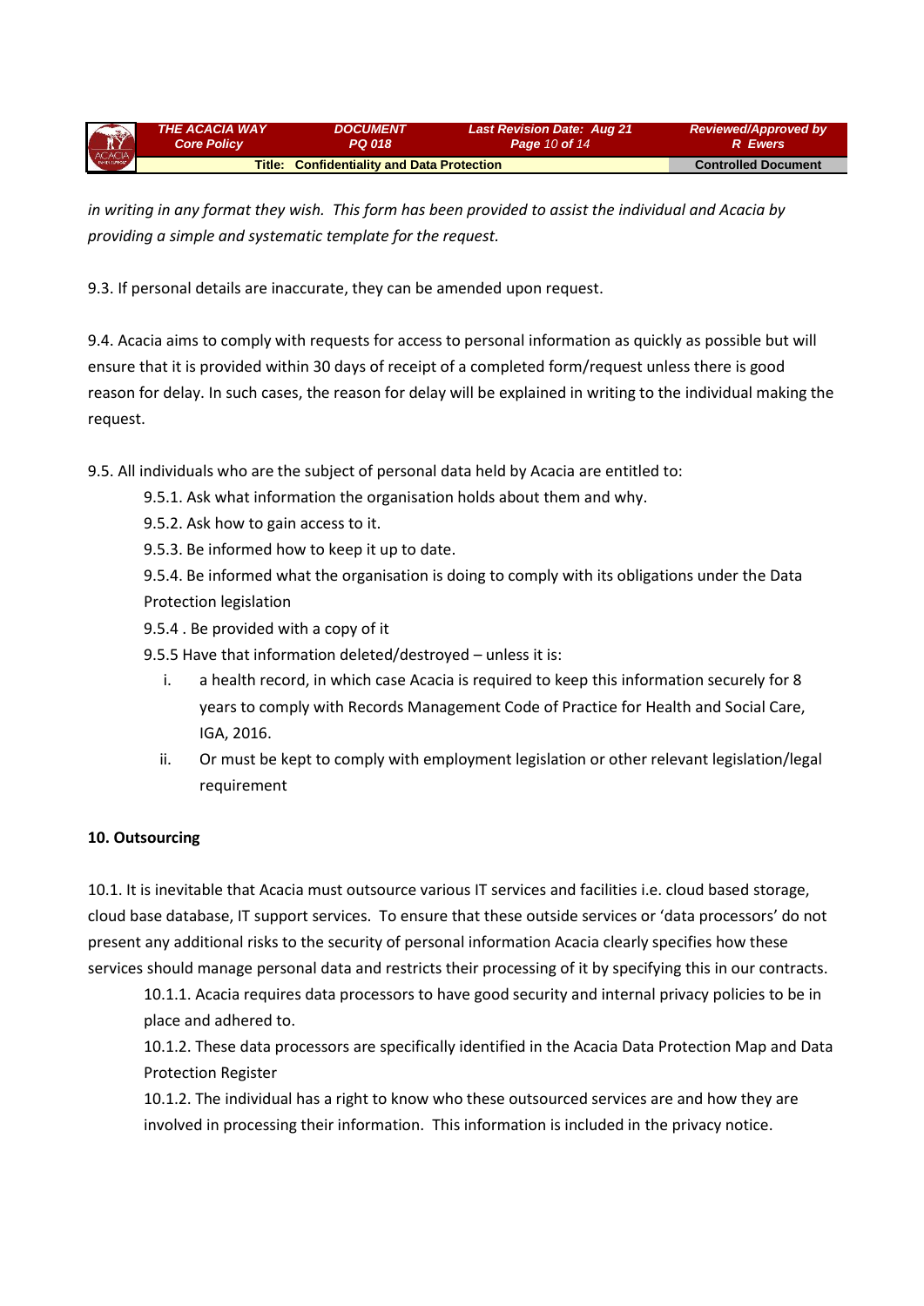*in writing in any format they wish. This form has been provided to assist the individual and Acacia by providing a simple and systematic template for the request.*

9.3. If personal details are inaccurate, they can be amended upon request.

9.4. Acacia aims to comply with requests for access to personal information as quickly as possible but will ensure that it is provided within 30 days of receipt of a completed form/request unless there is good reason for delay. In such cases, the reason for delay will be explained in writing to the individual making the request.

9.5. All individuals who are the subject of personal data held by Acacia are entitled to:

9.5.1. Ask what information the organisation holds about them and why.

9.5.2. Ask how to gain access to it.

9.5.3. Be informed how to keep it up to date.

9.5.4. Be informed what the organisation is doing to comply with its obligations under the Data Protection legislation

9.5.4 . Be provided with a copy of it

9.5.5 Have that information deleted/destroyed – unless it is:

i. a health record, in which case Acacia is required to keep this information securely for 8 years to comply with Records Management Code of Practice for Health and Social Care, IGA, 2016.

ii. Or must be kept to comply with employment legislation or other relevant legislation/legal requirement

**10. Outsourcing**

10.1. It is inevitable that Acacia must outsource various IT services and facilities i.e. cloud based storage, cloud base database, IT support services. To ensure that these outside services or 'data processors' do not present any additional risks to the security of personal information Acacia clearly specifies how these services should manage personal data and restricts their processing of it by specifying this in our contracts.

10.1.1. Acacia requires data processors to have good security and internal privacy policies to be in place and adhered to.

10.1.2. These data processors are specifically identified in the Acacia Data Protection Map and Data Protection Register

10.1.2. The individual has a right to know who these outsourced services are and how they are involved in processing their information. This information is included in the privacy notice.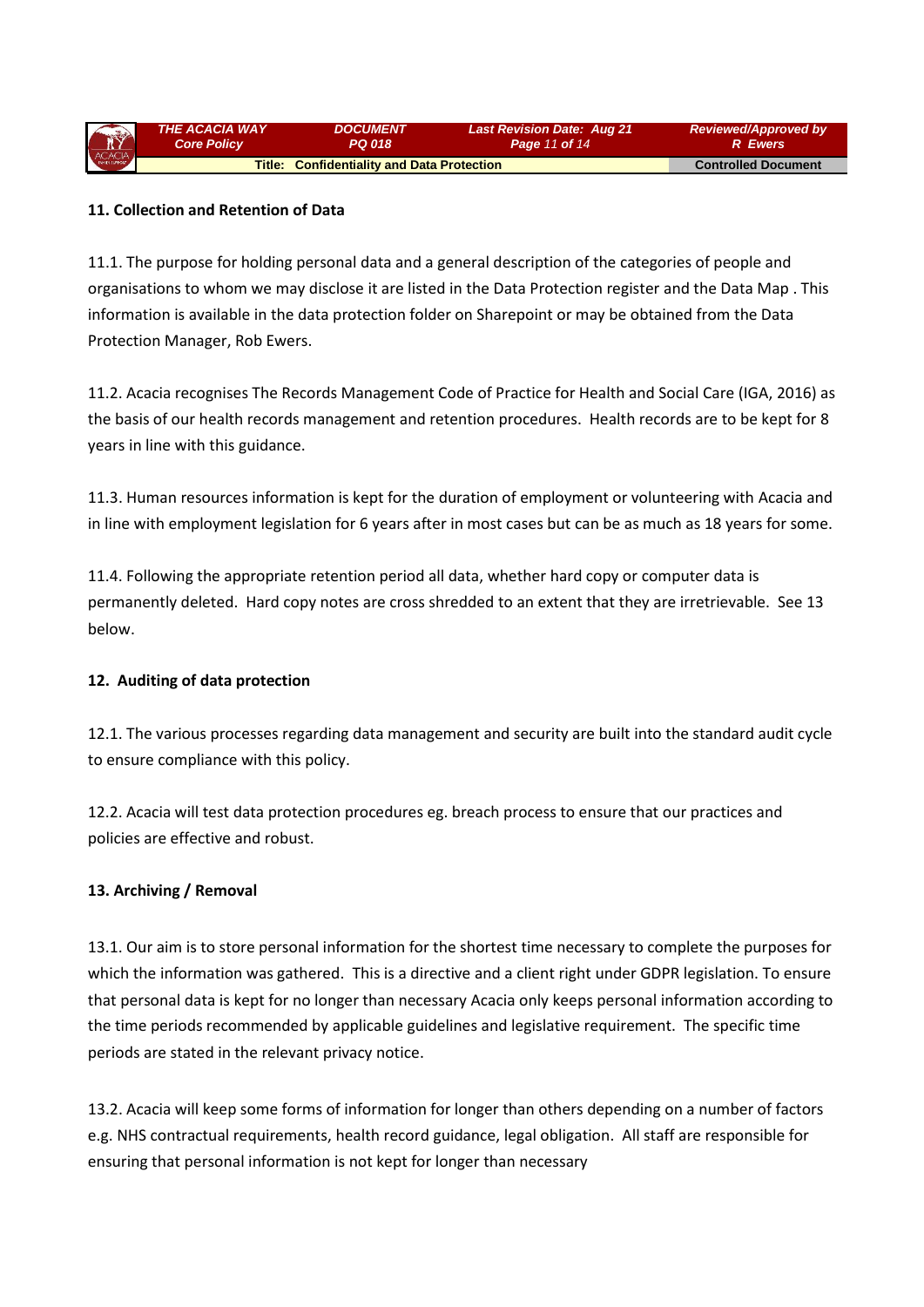**11. Collection and Retention of Data**

11.1. The purpose for holding personal data and a general description of the categories of people and organisations to whom we may disclose it are listed in the Data Protection register and the Data Map . This information is available in the data protection folder on Sharepoint or may be obtained from the Data Protection Manager, Rob Ewers.

11.2. Acacia recognises The Records Management Code of Practice for Health and Social Care (IGA, 2016) as the basis of our health records management and retention procedures. Health records are to be kept for 8 years in line with this guidance.

11.3. Human resources information is kept for the duration of employment or volunteering with Acacia and in line with employment legislation for 6 years after in most cases but can be as much as 18 years for some.

11.4. Following the appropriate retention period all data, whether hard copy or computer data is permanently deleted. Hard copy notes are cross shredded to an extent that they are irretrievable. See 13 below.

**12. Auditing of data protection**

12.1. The various processes regarding data management and security are built into the standard audit cycle to ensure compliance with this policy.

12.2. Acacia will test data protection procedures eg. breach process to ensure that our practices and policies are effective and robust.

**13. Archiving / Removal**

13.1. Our aim is to store personal information for the shortest time necessary to complete the purposes for which the information was gathered. This is a directive and a client right under GDPR legislation. To ensure that personal data is kept for no longer than necessary Acacia only keeps personal information according to the time periods recommended by applicable guidelines and legislative requirement. The specific time periods are stated in the relevant privacy notice.

13.2. Acacia will keep some forms of information for longer than others depending on a number of factors e.g. NHS contractual requirements, health record guidance, legal obligation. All staff are responsible for ensuring that personal information is not kept for longer than necessary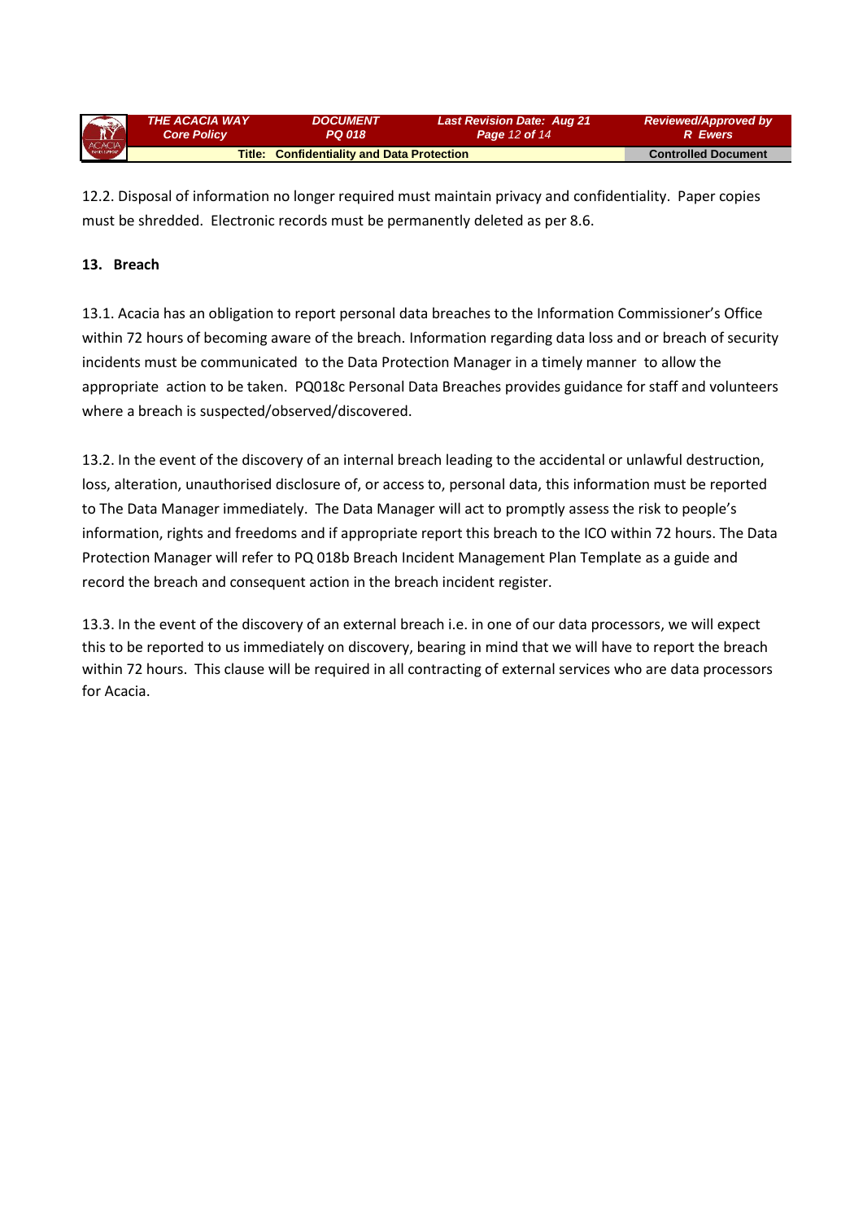12.2. Disposal of information no longer required must maintain privacy and confidentiality. Paper copies must be shredded. Electronic records must be permanently deleted as per 8.6.

## 13. Breach

13.1. Acacia has an obligation to report personal data breaches to the Information Commissioner's Office within 72 hours of becoming aware of the breach. Information regarding data loss and or breach of security incidents must be communicated to the Data Protection Manager in a timely manner to allow the appropriate action to be taken. PQ018c Personal Data Breaches provides guidance for staff and volunteers where a breach is suspected/observed/discovered.

13.2. In the event of the discovery of an internal breach leading to the accidental or unlawful destruction, loss, alteration, unauthorised disclosure of, or access to, personal data, this information must be reported to The Data Manager immediately. The Data Manager will act to promptly assess the risk to people's information, rights and freedoms and if appropriate report this breach to the ICO within 72 hours. The Data Protection Manager will refer to PQ 018b Breach Incident Management Plan Template as a guide and record the breach and consequent action in the breach incident register.

13.3. In the event of the discovery of an external breach i.e. in one of our data processors, we will expect this to be reported to us immediately on discovery, bearing in mind that we will have to report the breach within 72 hours. This clause will be required in all contracting of external services who are data processors for Acacia.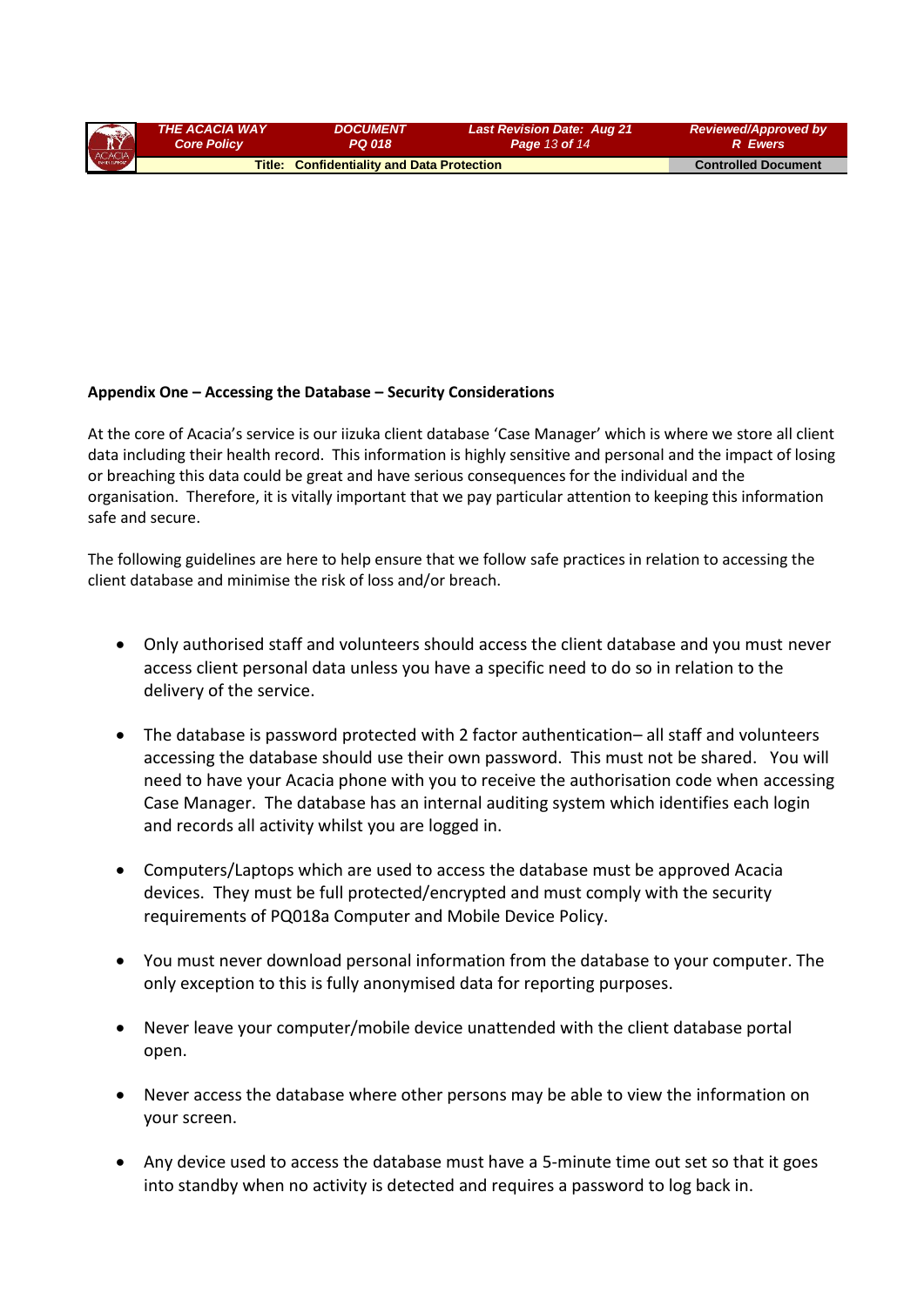**Appendix One – Accessing the Database – Security Considerations**

At the core of Acacia's service is our iizuka client database 'Case Manager' which is where we store all client data including their health record. This information is highly sensitive and personal and the impact of losing or breaching this data could be great and have serious consequences for the individual and the organisation. Therefore, it is vitally important that we pay particular attention to keeping this information safe and secure.

The following guidelines are here to help ensure that we follow safe practices in relation to accessing the client database and minimise the risk of loss and/or breach.

- Only authorised staff and volunteers should access the client database and you must never access client personal data unless you have a specific need to do so in relation to the delivery of the service.

- The database is password protected with 2 factor authentication– all staff and volunteers accessing the database should use their own password. This must not be shared. You will need to have your Acacia phone with you to receive the authorisation code when accessing Case Manager. The database has an internal auditing system which identifies each login and records all activity whilst you are logged in.

- Computers/Laptops which are used to access the database must be approved Acacia devices. They must be full protected/encrypted and must comply with the security requirements of PQ018a Computer and Mobile Device Policy.

- You must never download personal information from the database to your computer. The only exception to this is fully anonymised data for reporting purposes.

- Never leave your computer/mobile device unattended with the client database portal open.

- Never access the database where other persons may be able to view the information on your screen.

- Any device used to access the database must have a 5-minute time out set so that it goes into standby when no activity is detected and requires a password to log back in.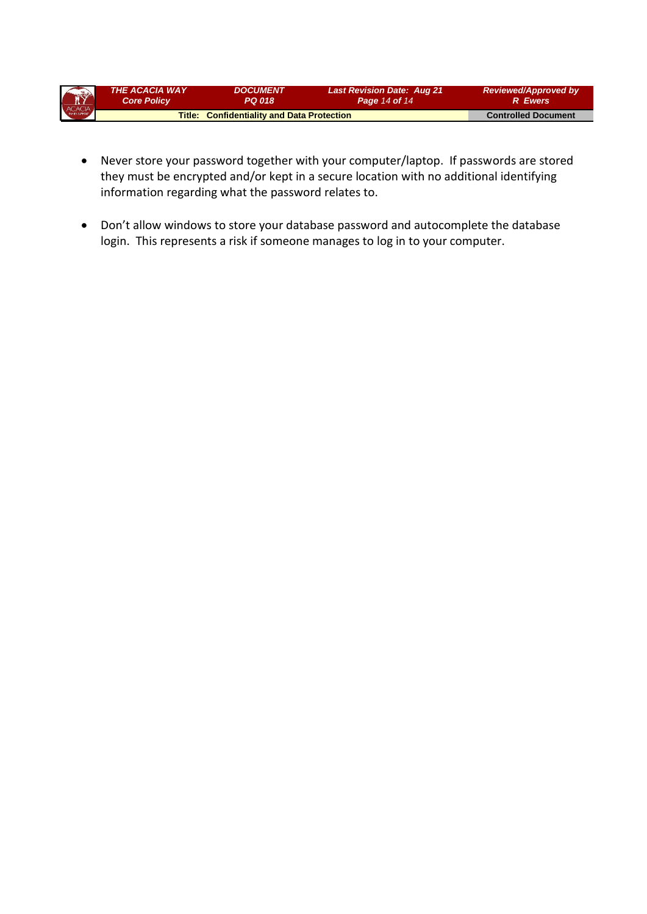- Never store your password together with your computer/laptop.  If passwords are stored they must be encrypted and/or kept in a secure location with no additional identifying information regarding what the password relates to.

- Don't allow windows to store your database password and autocomplete the database login.  This represents a risk if someone manages to log in to your computer.